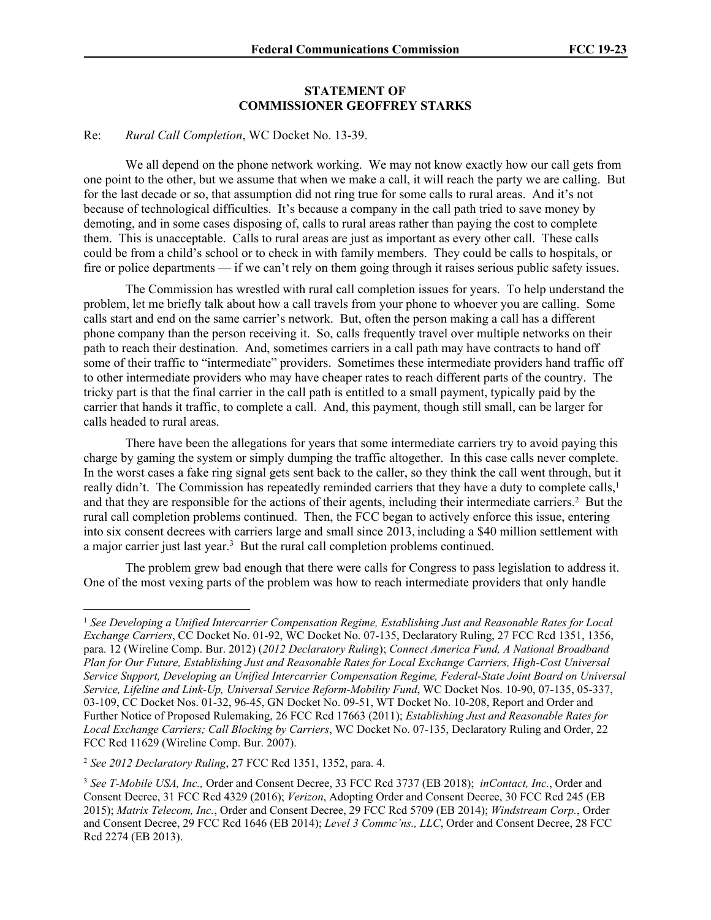**STATEMENT OF**
**COMMISSIONER GEOFFREY STARKS**

Re: *Rural Call Completion*, WC Docket No. 13-39.

We all depend on the phone network working. We may not know exactly how our call gets from one point to the other, but we assume that when we make a call, it will reach the party we are calling. But for the last decade or so, that assumption did not ring true for some calls to rural areas. And it's not because of technological difficulties. It's because a company in the call path tried to save money by demoting, and in some cases disposing of, calls to rural areas rather than paying the cost to complete them. This is unacceptable. Calls to rural areas are just as important as every other call. These calls could be from a child's school or to check in with family members. They could be calls to hospitals, or fire or police departments — if we can't rely on them going through it raises serious public safety issues.

The Commission has wrestled with rural call completion issues for years. To help understand the problem, let me briefly talk about how a call travels from your phone to whoever you are calling. Some calls start and end on the same carrier's network. But, often the person making a call has a different phone company than the person receiving it. So, calls frequently travel over multiple networks on their path to reach their destination. And, sometimes carriers in a call path may have contracts to hand off some of their traffic to "intermediate" providers. Sometimes these intermediate providers hand traffic off to other intermediate providers who may have cheaper rates to reach different parts of the country. The tricky part is that the final carrier in the call path is entitled to a small payment, typically paid by the carrier that hands it traffic, to complete a call. And, this payment, though still small, can be larger for calls headed to rural areas.

There have been the allegations for years that some intermediate carriers try to avoid paying this charge by gaming the system or simply dumping the traffic altogether. In this case calls never complete. In the worst cases a fake ring signal gets sent back to the caller, so they think the call went through, but it really didn't. The Commission has repeatedly reminded carriers that they have a duty to complete calls,[1] and that they are responsible for the actions of their agents, including their intermediate carriers.[2] But the rural call completion problems continued. Then, the FCC began to actively enforce this issue, entering into six consent decrees with carriers large and small since 2013, including a $40 million settlement with a major carrier just last year.[3] But the rural call completion problems continued.

The problem grew bad enough that there were calls for Congress to pass legislation to address it. One of the most vexing parts of the problem was how to reach intermediate providers that only handle

---

[1] *See Developing a Unified Intercarrier Compensation Regime, Establishing Just and Reasonable Rates for Local Exchange Carriers*, CC Docket No. 01-92, WC Docket No. 07-135, Declaratory Ruling, 27 FCC Rcd 1351, 1356, para. 12 (Wireline Comp. Bur. 2012) (*2012 Declaratory Ruling*); *Connect America Fund, A National Broadband Plan for Our Future, Establishing Just and Reasonable Rates for Local Exchange Carriers, High-Cost Universal Service Support, Developing an Unified Intercarrier Compensation Regime, Federal-State Joint Board on Universal Service, Lifeline and Link-Up, Universal Service Reform-Mobility Fund*, WC Docket Nos. 10-90, 07-135, 05-337, 03-109, CC Docket Nos. 01-32, 96-45, GN Docket No. 09-51, WT Docket No. 10-208, Report and Order and Further Notice of Proposed Rulemaking, 26 FCC Rcd 17663 (2011); *Establishing Just and Reasonable Rates for Local Exchange Carriers; Call Blocking by Carriers*, WC Docket No. 07-135, Declaratory Ruling and Order, 22 FCC Rcd 11629 (Wireline Comp. Bur. 2007).

[2] *See 2012 Declaratory Ruling*, 27 FCC Rcd 1351, 1352, para. 4.

[3] *See T-Mobile USA, Inc.,* Order and Consent Decree, 33 FCC Rcd 3737 (EB 2018); *inContact, Inc.*, Order and Consent Decree, 31 FCC Rcd 4329 (2016); *Verizon*, Adopting Order and Consent Decree, 30 FCC Rcd 245 (EB 2015); *Matrix Telecom, Inc.*, Order and Consent Decree, 29 FCC Rcd 5709 (EB 2014); *Windstream Corp.*, Order and Consent Decree, 29 FCC Rcd 1646 (EB 2014); *Level 3 Commc'ns., LLC*, Order and Consent Decree, 28 FCC Rcd 2274 (EB 2013).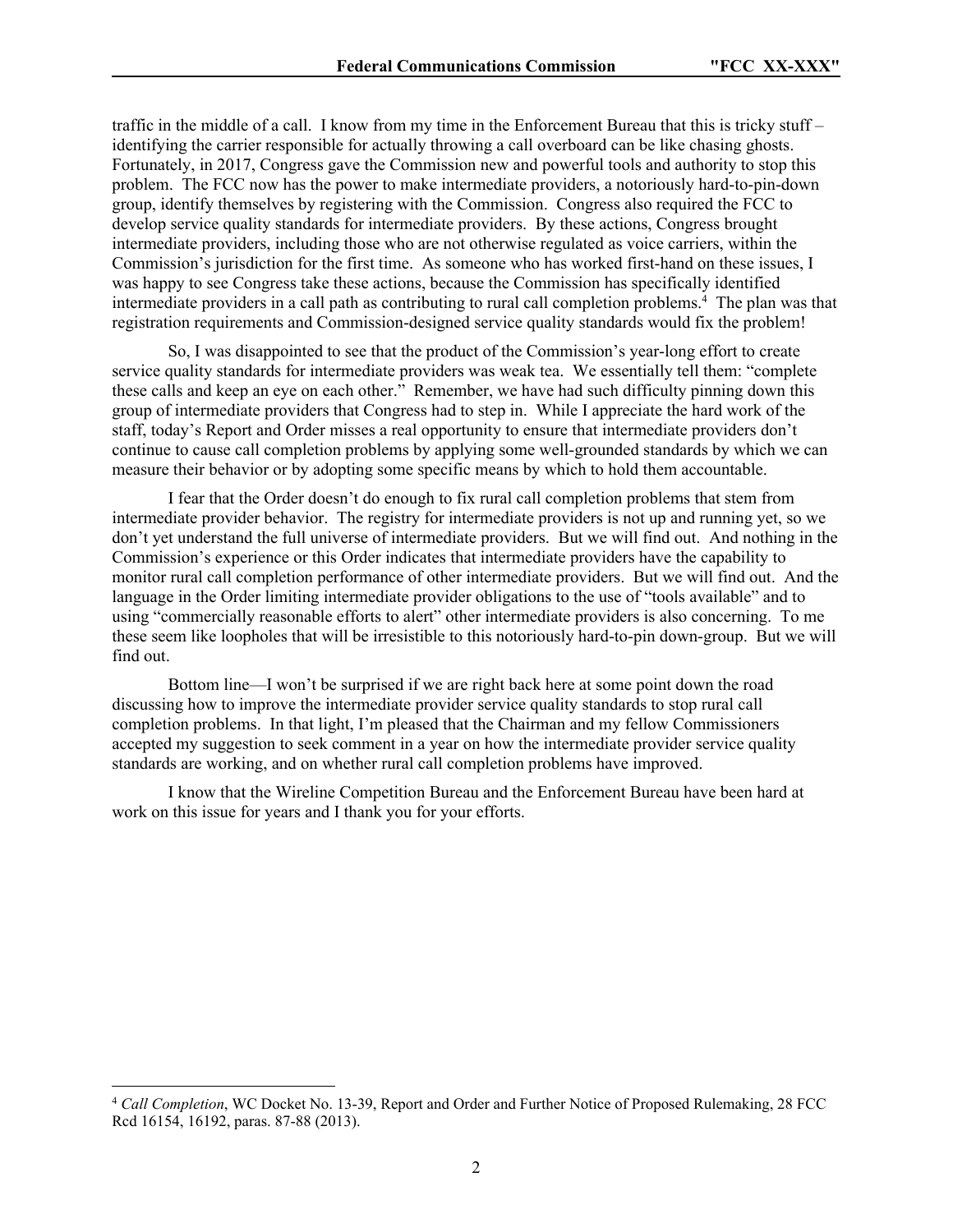traffic in the middle of a call. I know from my time in the Enforcement Bureau that this is tricky stuff – identifying the carrier responsible for actually throwing a call overboard can be like chasing ghosts. Fortunately, in 2017, Congress gave the Commission new and powerful tools and authority to stop this problem. The FCC now has the power to make intermediate providers, a notoriously hard-to-pin-down group, identify themselves by registering with the Commission. Congress also required the FCC to develop service quality standards for intermediate providers. By these actions, Congress brought intermediate providers, including those who are not otherwise regulated as voice carriers, within the Commission's jurisdiction for the first time. As someone who has worked first-hand on these issues, I was happy to see Congress take these actions, because the Commission has specifically identified intermediate providers in a call path as contributing to rural call completion problems.[4] The plan was that registration requirements and Commission-designed service quality standards would fix the problem!

So, I was disappointed to see that the product of the Commission's year-long effort to create service quality standards for intermediate providers was weak tea. We essentially tell them: "complete these calls and keep an eye on each other." Remember, we have had such difficulty pinning down this group of intermediate providers that Congress had to step in. While I appreciate the hard work of the staff, today's Report and Order misses a real opportunity to ensure that intermediate providers don't continue to cause call completion problems by applying some well-grounded standards by which we can measure their behavior or by adopting some specific means by which to hold them accountable.

I fear that the Order doesn't do enough to fix rural call completion problems that stem from intermediate provider behavior. The registry for intermediate providers is not up and running yet, so we don't yet understand the full universe of intermediate providers. But we will find out. And nothing in the Commission's experience or this Order indicates that intermediate providers have the capability to monitor rural call completion performance of other intermediate providers. But we will find out. And the language in the Order limiting intermediate provider obligations to the use of "tools available" and to using "commercially reasonable efforts to alert" other intermediate providers is also concerning. To me these seem like loopholes that will be irresistible to this notoriously hard-to-pin down-group. But we will find out.

Bottom line—I won't be surprised if we are right back here at some point down the road discussing how to improve the intermediate provider service quality standards to stop rural call completion problems. In that light, I'm pleased that the Chairman and my fellow Commissioners accepted my suggestion to seek comment in a year on how the intermediate provider service quality standards are working, and on whether rural call completion problems have improved.

I know that the Wireline Competition Bureau and the Enforcement Bureau have been hard at work on this issue for years and I thank you for your efforts.

[4] *Call Completion*, WC Docket No. 13-39, Report and Order and Further Notice of Proposed Rulemaking, 28 FCC Rcd 16154, 16192, paras. 87-88 (2013).